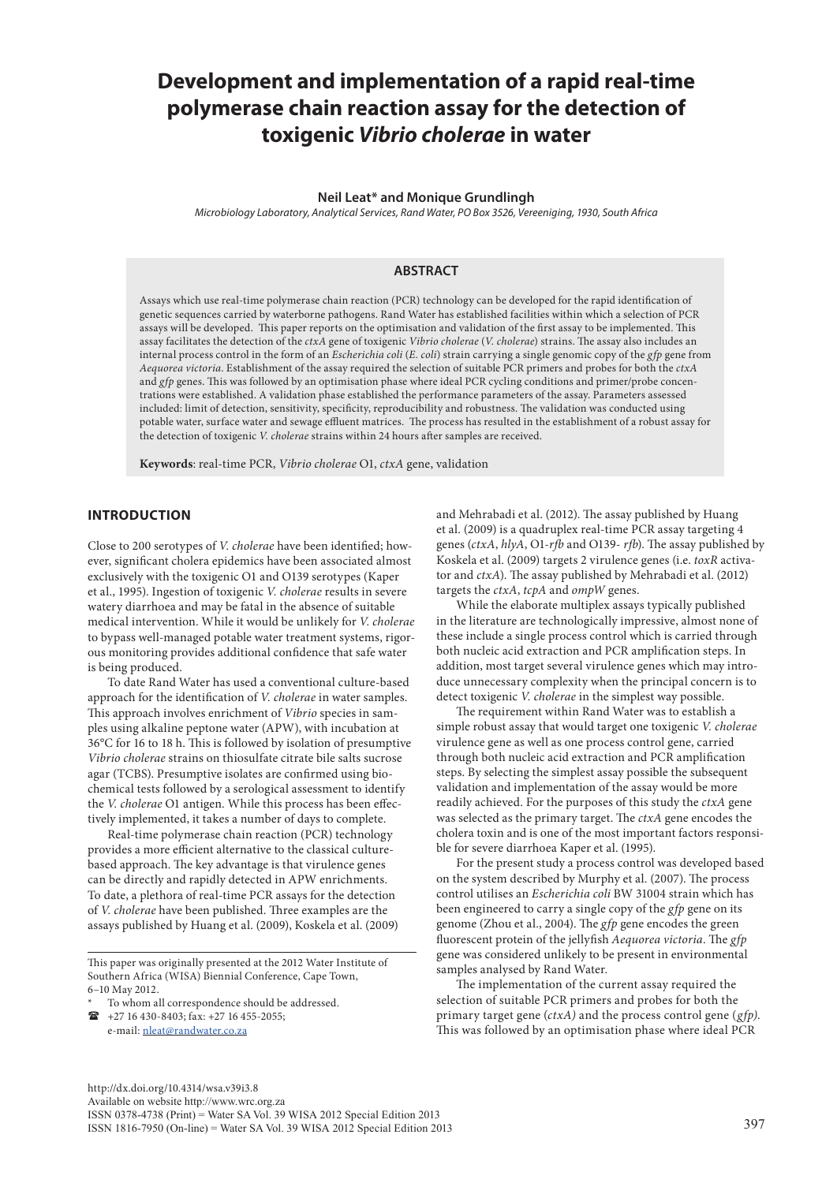# Development and implementation of a rapid real-time polymerase chain reaction assay for the detection of toxigenic *Vibrio cholerae* in water

**Neil Leat\* and Monique Grundlingh**

*Microbiology Laboratory, Analytical Services, Rand Water, PO Box 3526, Vereeniging, 1930, South Africa*

## ABSTRACT

Assays which use real-time polymerase chain reaction (PCR) technology can be developed for the rapid identification of genetic sequences carried by waterborne pathogens. Rand Water has established facilities within which a selection of PCR assays will be developed. This paper reports on the optimisation and validation of the first assay to be implemented. This assay facilitates the detection of the *ctxA* gene of toxigenic *Vibrio cholerae* (*V. cholerae*) strains. The assay also includes an internal process control in the form of an *Escherichia coli* (*E. coli*) strain carrying a single genomic copy of the *gfp* gene from *Aequorea victoria*. Establishment of the assay required the selection of suitable PCR primers and probes for both the *ctxA* and *gfp* genes. This was followed by an optimisation phase where ideal PCR cycling conditions and primer/probe concentrations were established. A validation phase established the performance parameters of the assay. Parameters assessed included: limit of detection, sensitivity, specificity, reproducibility and robustness. The validation was conducted using potable water, surface water and sewage effluent matrices. The process has resulted in the establishment of a robust assay for the detection of toxigenic *V. cholerae* strains within 24 hours after samples are received.

**Keywords**: real-time PCR, *Vibrio cholerae* O1, *ctxA* gene, validation

## INTRODUCTION

Close to 200 serotypes of *V. cholerae* have been identified; however, significant cholera epidemics have been associated almost exclusively with the toxigenic O1 and O139 serotypes (Kaper et al., 1995). Ingestion of toxigenic *V. cholerae* results in severe watery diarrhoea and may be fatal in the absence of suitable medical intervention. While it would be unlikely for *V. cholerae* to bypass well-managed potable water treatment systems, rigorous monitoring provides additional confidence that safe water is being produced.

To date Rand Water has used a conventional culture-based approach for the identification of *V. cholerae* in water samples. This approach involves enrichment of *Vibrio* species in samples using alkaline peptone water (APW), with incubation at 36°C for 16 to 18 h. This is followed by isolation of presumptive *Vibrio cholerae* strains on thiosulfate citrate bile salts sucrose agar (TCBS). Presumptive isolates are confirmed using biochemical tests followed by a serological assessment to identify the *V. cholerae* O1 antigen. While this process has been effectively implemented, it takes a number of days to complete.

Real-time polymerase chain reaction (PCR) technology provides a more efficient alternative to the classical culture-based approach. The key advantage is that virulence genes can be directly and rapidly detected in APW enrichments. To date, a plethora of real-time PCR assays for the detection of *V. cholerae* have been published. Three examples are the assays published by Huang et al. (2009), Koskela et al. (2009) and Mehrabadi et al. (2012). The assay published by Huang et al. (2009) is a quadruplex real-time PCR assay targeting 4 genes (*ctxA*, *hlyA*, O1-*rfb* and O139- *rfb*). The assay published by Koskela et al. (2009) targets 2 virulence genes (i.e. *toxR* activator and *ctxA*). The assay published by Mehrabadi et al. (2012) targets the *ctxA*, *tcpA* and *ompW* genes.

While the elaborate multiplex assays typically published in the literature are technologically impressive, almost none of these include a single process control which is carried through both nucleic acid extraction and PCR amplification steps. In addition, most target several virulence genes which may introduce unnecessary complexity when the principal concern is to detect toxigenic *V. cholerae* in the simplest way possible.

The requirement within Rand Water was to establish a simple robust assay that would target one toxigenic *V. cholerae* virulence gene as well as one process control gene, carried through both nucleic acid extraction and PCR amplification steps. By selecting the simplest assay possible the subsequent validation and implementation of the assay would be more readily achieved. For the purposes of this study the *ctxA* gene was selected as the primary target. The *ctxA* gene encodes the cholera toxin and is one of the most important factors responsible for severe diarrhoea Kaper et al. (1995).

For the present study a process control was developed based on the system described by Murphy et al. (2007). The process control utilises an *Escherichia coli* BW 31004 strain which has been engineered to carry a single copy of the *gfp* gene on its genome (Zhou et al., 2004). The *gfp* gene encodes the green fluorescent protein of the jellyfish *Aequorea victoria*. The *gfp* gene was considered unlikely to be present in environmental samples analysed by Rand Water.

The implementation of the current assay required the selection of suitable PCR primers and probes for both the primary target gene (*ctxA)* and the process control gene (*gfp)*. This was followed by an optimisation phase where ideal PCR

---

This paper was originally presented at the 2012 Water Institute of Southern Africa (WISA) Biennial Conference, Cape Town, 6–10 May 2012.

\* To whom all correspondence should be addressed.
☎ +27 16 430-8403; fax: +27 16 455-2055;
e-mail: nleat@randwater.co.za

http://dx.doi.org/10.4314/wsa.v39i3.8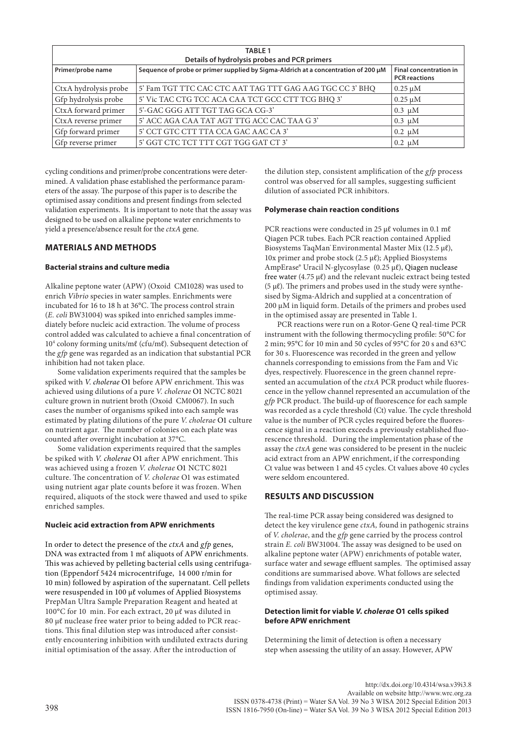**TABLE 1**
**Details of hydrolysis probes and PCR primers**

| Primer/probe name | Sequence of probe or primer supplied by Sigma-Aldrich at a concentration of 200 µM | Final concentration in PCR reactions |
|---|---|---|
| CtxA hydrolysis probe | 5' Fam TGT TTC CAC CTC AAT TAG TTT GAG AAG TGC CC 3' BHQ | 0.25 µM |
| Gfp hydrolysis probe | 5' Vic TAC CTG TCC ACA CAA TCT GCC CTT TCG BHQ 3' | 0.25 µM |
| CtxA forward primer | 5'-GAC GGG ATT TGT TAG GCA CG-3' | 0.3 µM |
| CtxA reverse primer | 5' ACC AGA CAA TAT AGT TTG ACC CAC TAA G 3' | 0.3 µM |
| Gfp forward primer | 5' CCT GTC CTT TTA CCA GAC AAC CA 3' | 0.2 µM |
| Gfp reverse primer | 5' GGT CTC TCT TTT CGT TGG GAT CT 3' | 0.2 µM |

cycling conditions and primer/probe concentrations were determined. A validation phase established the performance parameters of the assay. The purpose of this paper is to describe the optimised assay conditions and present findings from selected validation experiments. It is important to note that the assay was designed to be used on alkaline peptone water enrichments to yield a presence/absence result for the *ctxA* gene.

## MATERIALS AND METHODS

### Bacterial strains and culture media

Alkaline peptone water (APW) (Oxoid CM1028) was used to enrich *Vibrio* species in water samples. Enrichments were incubated for 16 to 18 h at 36°C. The process control strain (*E. coli* BW31004) was spiked into enriched samples immediately before nucleic acid extraction. The volume of process control added was calculated to achieve a final concentration of $10^4$ colony forming units/mℓ (cfu/mℓ). Subsequent detection of the *gfp* gene was regarded as an indication that substantial PCR inhibition had not taken place.

Some validation experiments required that the samples be spiked with *V. cholerae* O1 before APW enrichment. This was achieved using dilutions of a pure *V. cholerae* O1 NCTC 8021 culture grown in nutrient broth (Oxoid CM0067). In such cases the number of organisms spiked into each sample was estimated by plating dilutions of the pure *V. cholerae* O1 culture on nutrient agar. The number of colonies on each plate was counted after overnight incubation at 37°C.

Some validation experiments required that the samples be spiked with *V. cholerae* O1 after APW enrichment. This was achieved using a frozen *V. cholerae* O1 NCTC 8021 culture. The concentration of *V. cholerae* O1 was estimated using nutrient agar plate counts before it was frozen. When required, aliquots of the stock were thawed and used to spike enriched samples.

### Nucleic acid extraction from APW enrichments

In order to detect the presence of the *ctxA* and *gfp* genes, DNA was extracted from 1 mℓ aliquots of APW enrichments. This was achieved by pelleting bacterial cells using centrifugation (Eppendorf 5424 microcentrifuge, 14 000 r/min for 10 min) followed by aspiration of the supernatant. Cell pellets were resuspended in 100 µℓ volumes of Applied Biosystems PrepMan Ultra Sample Preparation Reagent and heated at 100°C for 10 min. For each extract, 20 µℓ was diluted in 80 µℓ nuclease free water prior to being added to PCR reactions. This final dilution step was introduced after consistently encountering inhibition with undiluted extracts during initial optimisation of the assay. After the introduction of the dilution step, consistent amplification of the *gfp* process control was observed for all samples, suggesting sufficient dilution of associated PCR inhibitors.

### Polymerase chain reaction conditions

PCR reactions were conducted in 25 µℓ volumes in 0.1 mℓ Qiagen PCR tubes. Each PCR reaction contained Applied Biosystems TaqMan® Environmental Master Mix (12.5 µℓ), 10x primer and probe stock (2.5 µℓ); Applied Biosystems AmpErase® Uracil N-glycosylase (0.25 µℓ), Qiagen nuclease free water (4.75 µℓ) and the relevant nucleic extract being tested (5 µℓ). The primers and probes used in the study were synthesised by Sigma-Aldrich and supplied at a concentration of 200 µM in liquid form. Details of the primers and probes used in the optimised assay are presented in Table 1.

PCR reactions were run on a Rotor-Gene Q real-time PCR instrument with the following thermocycling profile: 50°C for 2 min; 95°C for 10 min and 50 cycles of 95°C for 20 s and 63°C for 30 s. Fluorescence was recorded in the green and yellow channels corresponding to emissions from the Fam and Vic dyes, respectively. Fluorescence in the green channel represented an accumulation of the *ctxA* PCR product while fluorescence in the yellow channel represented an accumulation of the *gfp* PCR product. The build-up of fluorescence for each sample was recorded as a cycle threshold (Ct) value. The cycle threshold value is the number of PCR cycles required before the fluorescence signal in a reaction exceeds a previously established fluorescence threshold. During the implementation phase of the assay the *ctxA* gene was considered to be present in the nucleic acid extract from an APW enrichment, if the corresponding Ct value was between 1 and 45 cycles. Ct values above 40 cycles were seldom encountered.

## RESULTS AND DISCUSSION

The real-time PCR assay being considered was designed to detect the key virulence gene *ctxA*, found in pathogenic strains of *V. cholerae*, and the *gfp* gene carried by the process control strain *E. coli* BW31004. The assay was designed to be used on alkaline peptone water (APW) enrichments of potable water, surface water and sewage effluent samples. The optimised assay conditions are summarised above. What follows are selected findings from validation experiments conducted using the optimised assay.

### Detection limit for viable *V. cholerae* O1 cells spiked before APW enrichment

Determining the limit of detection is often a necessary step when assessing the utility of an assay. However, APW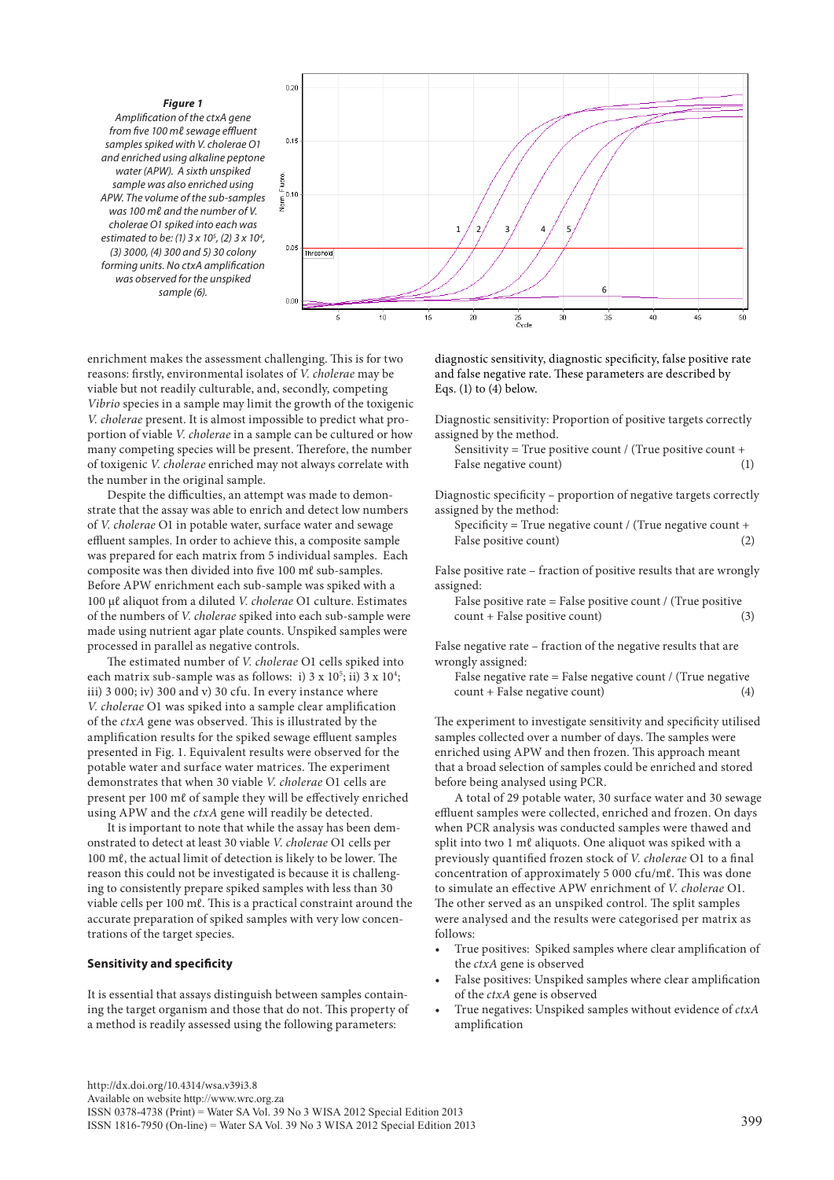*Figure 1*

*Amplification of the ctxA gene from five 100 mℓ sewage effluent samples spiked with V. cholerae O1 and enriched using alkaline peptone water (APW). A sixth unspiked sample was also enriched using APW. The volume of the sub-samples was 100 mℓ and the number of V. cholerae O1 spiked into each was estimated to be: (1) 3 x $10^5$, (2) 3 x $10^4$, (3) 3000, (4) 300 and 5) 30 colony forming units. No ctxA amplification was observed for the unspiked sample (6).*

enrichment makes the assessment challenging. This is for two reasons: firstly, environmental isolates of *V. cholerae* may be viable but not readily culturable, and, secondly, competing *Vibrio* species in a sample may limit the growth of the toxigenic *V. cholerae* present. It is almost impossible to predict what proportion of viable *V. cholerae* in a sample can be cultured or how many competing species will be present. Therefore, the number of toxigenic *V. cholerae* enriched may not always correlate with the number in the original sample.

Despite the difficulties, an attempt was made to demonstrate that the assay was able to enrich and detect low numbers of *V. cholerae* O1 in potable water, surface water and sewage effluent samples. In order to achieve this, a composite sample was prepared for each matrix from 5 individual samples. Each composite was then divided into five 100 mℓ sub-samples. Before APW enrichment each sub-sample was spiked with a 100 µℓ aliquot from a diluted *V. cholerae* O1 culture. Estimates of the numbers of *V. cholerae* spiked into each sub-sample were made using nutrient agar plate counts. Unspiked samples were processed in parallel as negative controls.

The estimated number of *V. cholerae* O1 cells spiked into each matrix sub-sample was as follows: i) 3 x $10^5$; ii) 3 x $10^4$; iii) 3 000; iv) 300 and v) 30 cfu. In every instance where *V. cholerae* O1 was spiked into a sample clear amplification of the *ctxA* gene was observed. This is illustrated by the amplification results for the spiked sewage effluent samples presented in Fig. 1. Equivalent results were observed for the potable water and surface water matrices. The experiment demonstrates that when 30 viable *V. cholerae* O1 cells are present per 100 mℓ of sample they will be effectively enriched using APW and the *ctxA* gene will readily be detected.

It is important to note that while the assay has been demonstrated to detect at least 30 viable *V. cholerae* O1 cells per 100 mℓ, the actual limit of detection is likely to be lower. The reason this could not be investigated is because it is challenging to consistently prepare spiked samples with less than 30 viable cells per 100 mℓ. This is a practical constraint around the accurate preparation of spiked samples with very low concentrations of the target species.

### Sensitivity and specificity

It is essential that assays distinguish between samples containing the target organism and those that do not. This property of a method is readily assessed using the following parameters: diagnostic sensitivity, diagnostic specificity, false positive rate and false negative rate. These parameters are described by Eqs. (1) to (4) below.

Diagnostic sensitivity: Proportion of positive targets correctly assigned by the method.

$$\text{Sensitivity} = \text{True positive count} / (\text{True positive count} + \text{False negative count}) \quad (1)$$

Diagnostic specificity – proportion of negative targets correctly assigned by the method:

$$\text{Specificity} = \text{True negative count} / (\text{True negative count} + \text{False positive count}) \quad (2)$$

False positive rate – fraction of positive results that are wrongly assigned:

$$\text{False positive rate} = \text{False positive count} / (\text{True positive count} + \text{False positive count}) \quad (3)$$

False negative rate – fraction of the negative results that are wrongly assigned:

$$\text{False negative rate} = \text{False negative count} / (\text{True negative count} + \text{False negative count}) \quad (4)$$

The experiment to investigate sensitivity and specificity utilised samples collected over a number of days. The samples were enriched using APW and then frozen. This approach meant that a broad selection of samples could be enriched and stored before being analysed using PCR.

A total of 29 potable water, 30 surface water and 30 sewage effluent samples were collected, enriched and frozen. On days when PCR analysis was conducted samples were thawed and split into two 1 mℓ aliquots. One aliquot was spiked with a previously quantified frozen stock of *V. cholerae* O1 to a final concentration of approximately 5 000 cfu/mℓ. This was done to simulate an effective APW enrichment of *V. cholerae* O1. The other served as an unspiked control. The split samples were analysed and the results were categorised per matrix as follows:

- True positives: Spiked samples where clear amplification of the *ctxA* gene is observed
- False positives: Unspiked samples where clear amplification of the *ctxA* gene is observed
- True negatives: Unspiked samples without evidence of *ctxA* amplification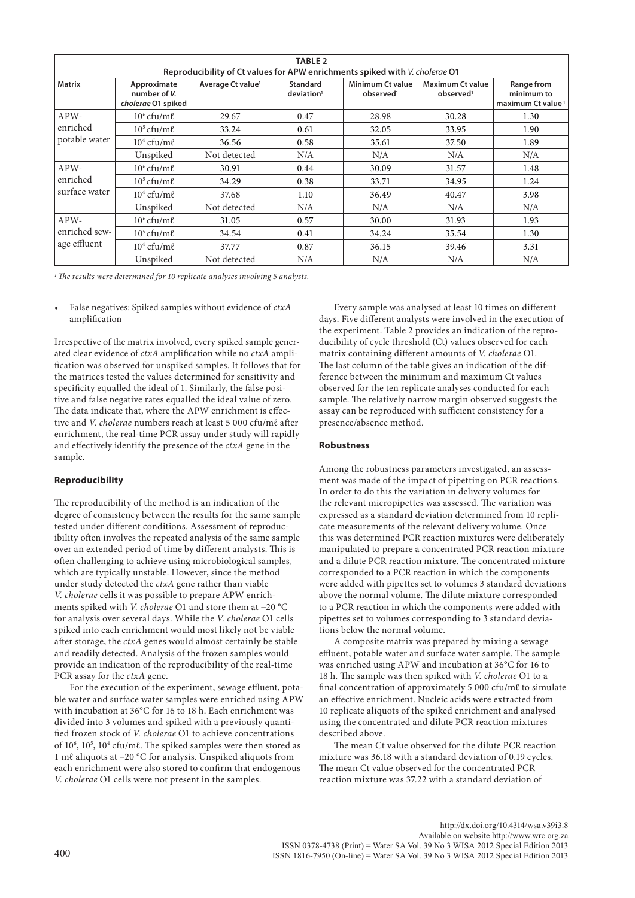**TABLE 2**

**Reproducibility of Ct values for APW enrichments spiked with *V. cholerae* O1**

| Matrix | Approximate number of *V. cholerae* O1 spiked | Average Ct value[1] | Standard deviation[1] | Minimum Ct value observed[1] | Maximum Ct value observed[1] | Range from minimum to maximum Ct value[1] |
|---|---|---|---|---|---|---|
| APW-enriched potable water | $10^6$ cfu/mℓ | 29.67 | 0.47 | 28.98 | 30.28 | 1.30 |
| | $10^5$ cfu/mℓ | 33.24 | 0.61 | 32.05 | 33.95 | 1.90 |
| | $10^4$ cfu/mℓ | 36.56 | 0.58 | 35.61 | 37.50 | 1.89 |
| | Unspiked | Not detected | N/A | N/A | N/A | N/A |
| APW-enriched surface water | $10^6$ cfu/mℓ | 30.91 | 0.44 | 30.09 | 31.57 | 1.48 |
| | $10^5$ cfu/mℓ | 34.29 | 0.38 | 33.71 | 34.95 | 1.24 |
| | $10^4$ cfu/mℓ | 37.68 | 1.10 | 36.49 | 40.47 | 3.98 |
| | Unspiked | Not detected | N/A | N/A | N/A | N/A |
| APW-enriched sewage effluent | $10^6$ cfu/mℓ | 31.05 | 0.57 | 30.00 | 31.93 | 1.93 |
| | $10^5$ cfu/mℓ | 34.54 | 0.41 | 34.24 | 35.54 | 1.30 |
| | $10^4$ cfu/mℓ | 37.77 | 0.87 | 36.15 | 39.46 | 3.31 |
| | Unspiked | Not detected | N/A | N/A | N/A | N/A |

*[1] The results were determined for 10 replicate analyses involving 5 analysts.*

- False negatives: Spiked samples without evidence of *ctxA* amplification

Irrespective of the matrix involved, every spiked sample generated clear evidence of *ctxA* amplification while no *ctxA* amplification was observed for unspiked samples. It follows that for the matrices tested the values determined for sensitivity and specificity equalled the ideal of 1. Similarly, the false positive and false negative rates equalled the ideal value of zero. The data indicate that, where the APW enrichment is effective and *V. cholerae* numbers reach at least 5 000 cfu/mℓ after enrichment, the real-time PCR assay under study will rapidly and effectively identify the presence of the *ctxA* gene in the sample.

### Reproducibility

The reproducibility of the method is an indication of the degree of consistency between the results for the same sample tested under different conditions. Assessment of reproducibility often involves the repeated analysis of the same sample over an extended period of time by different analysts. This is often challenging to achieve using microbiological samples, which are typically unstable. However, since the method under study detected the *ctxA* gene rather than viable *V. cholerae* cells it was possible to prepare APW enrichments spiked with *V. cholerae* O1 and store them at −20 °C for analysis over several days. While the *V. cholerae* O1 cells spiked into each enrichment would most likely not be viable after storage, the *ctxA* genes would almost certainly be stable and readily detected. Analysis of the frozen samples would provide an indication of the reproducibility of the real-time PCR assay for the *ctxA* gene.

For the execution of the experiment, sewage effluent, potable water and surface water samples were enriched using APW with incubation at 36°C for 16 to 18 h. Each enrichment was divided into 3 volumes and spiked with a previously quantified frozen stock of *V. cholerae* O1 to achieve concentrations of $10^6$, $10^5$, $10^4$ cfu/mℓ. The spiked samples were then stored as 1 mℓ aliquots at −20 °C for analysis. Unspiked aliquots from each enrichment were also stored to confirm that endogenous *V. cholerae* O1 cells were not present in the samples.

Every sample was analysed at least 10 times on different days. Five different analysts were involved in the execution of the experiment. Table 2 provides an indication of the reproducibility of cycle threshold (Ct) values observed for each matrix containing different amounts of *V. cholerae* O1. The last column of the table gives an indication of the difference between the minimum and maximum Ct values observed for the ten replicate analyses conducted for each sample. The relatively narrow margin observed suggests the assay can be reproduced with sufficient consistency for a presence/absence method.

### Robustness

Among the robustness parameters investigated, an assessment was made of the impact of pipetting on PCR reactions. In order to do this the variation in delivery volumes for the relevant micropipettes was assessed. The variation was expressed as a standard deviation determined from 10 replicate measurements of the relevant delivery volume. Once this was determined PCR reaction mixtures were deliberately manipulated to prepare a concentrated PCR reaction mixture and a dilute PCR reaction mixture. The concentrated mixture corresponded to a PCR reaction in which the components were added with pipettes set to volumes 3 standard deviations above the normal volume. The dilute mixture corresponded to a PCR reaction in which the components were added with pipettes set to volumes corresponding to 3 standard deviations below the normal volume.

A composite matrix was prepared by mixing a sewage effluent, potable water and surface water sample. The sample was enriched using APW and incubation at 36°C for 16 to 18 h. The sample was then spiked with *V. cholerae* O1 to a final concentration of approximately 5 000 cfu/mℓ to simulate an effective enrichment. Nucleic acids were extracted from 10 replicate aliquots of the spiked enrichment and analysed using the concentrated and dilute PCR reaction mixtures described above.

The mean Ct value observed for the dilute PCR reaction mixture was 36.18 with a standard deviation of 0.19 cycles. The mean Ct value observed for the concentrated PCR reaction mixture was 37.22 with a standard deviation of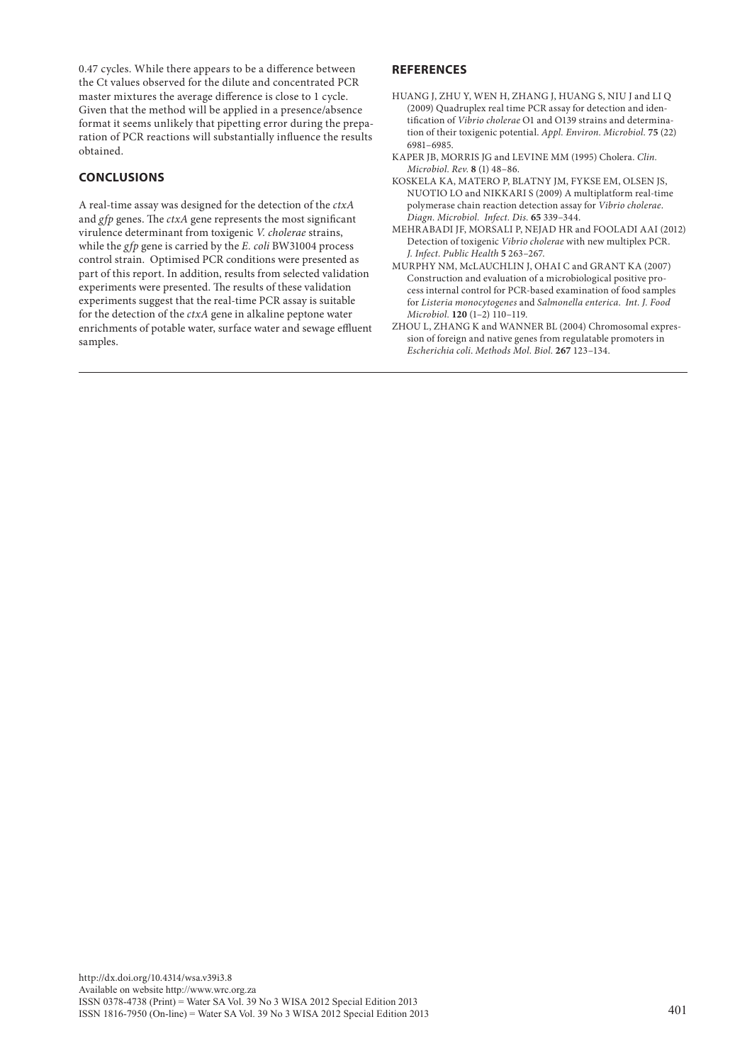0.47 cycles. While there appears to be a difference between the Ct values observed for the dilute and concentrated PCR master mixtures the average difference is close to 1 cycle. Given that the method will be applied in a presence/absence format it seems unlikely that pipetting error during the preparation of PCR reactions will substantially influence the results obtained.

## CONCLUSIONS

A real-time assay was designed for the detection of the *ctxA* and *gfp* genes. The *ctxA* gene represents the most significant virulence determinant from toxigenic *V. cholerae* strains, while the *gfp* gene is carried by the *E. coli* BW31004 process control strain. Optimised PCR conditions were presented as part of this report. In addition, results from selected validation experiments were presented. The results of these validation experiments suggest that the real-time PCR assay is suitable for the detection of the *ctxA* gene in alkaline peptone water enrichments of potable water, surface water and sewage effluent samples.

## REFERENCES

HUANG J, ZHU Y, WEN H, ZHANG J, HUANG S, NIU J and LI Q (2009) Quadruplex real time PCR assay for detection and identification of *Vibrio cholerae* O1 and O139 strains and determination of their toxigenic potential. *Appl. Environ. Microbiol.* **75** (22) 6981–6985.

KAPER JB, MORRIS JG and LEVINE MM (1995) Cholera. *Clin. Microbiol. Rev.* **8** (1) 48–86.

KOSKELA KA, MATERO P, BLATNY JM, FYKSE EM, OLSEN JS, NUOTIO LO and NIKKARI S (2009) A multiplatform real-time polymerase chain reaction detection assay for *Vibrio cholerae*. *Diagn. Microbiol. Infect. Dis.* **65** 339–344.

MEHRABADI JF, MORSALI P, NEJAD HR and FOOLADI AAI (2012) Detection of toxigenic *Vibrio cholerae* with new multiplex PCR. *J. Infect. Public Health* **5** 263–267.

MURPHY NM, McLAUCHLIN J, OHAI C and GRANT KA (2007) Construction and evaluation of a microbiological positive process internal control for PCR-based examination of food samples for *Listeria monocytogenes* and *Salmonella enterica*. *Int. J. Food Microbiol.* **120** (1–2) 110–119.

ZHOU L, ZHANG K and WANNER BL (2004) Chromosomal expression of foreign and native genes from regulatable promoters in *Escherichia coli*. *Methods Mol. Biol.* **267** 123–134.